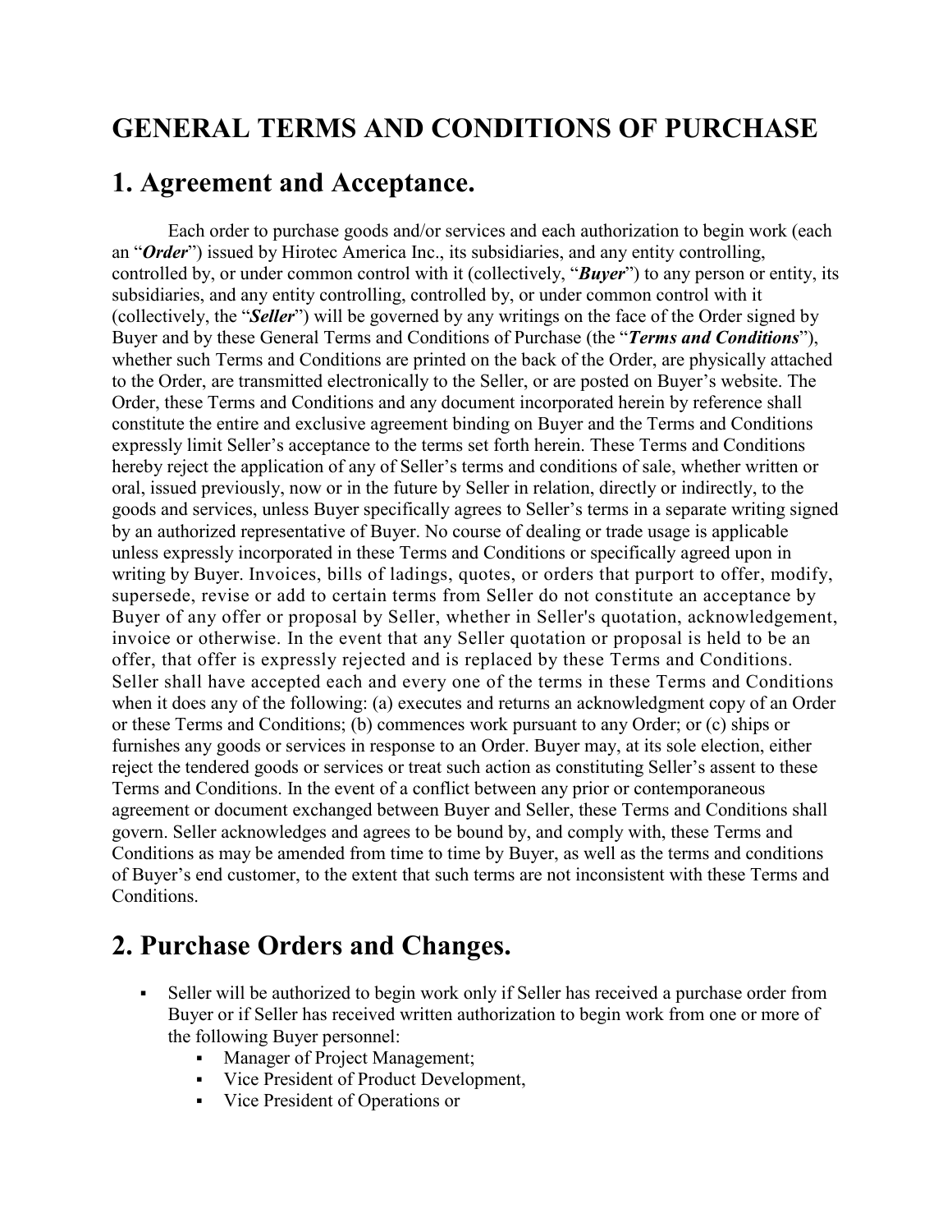# GENERAL TERMS AND CONDITIONS OF PURCHASE

## 1. Agreement and Acceptance.

Each order to purchase goods and/or services and each authorization to begin work (each an "***Order***") issued by Hirotec America Inc., its subsidiaries, and any entity controlling, controlled by, or under common control with it (collectively, "***Buyer***") to any person or entity, its subsidiaries, and any entity controlling, controlled by, or under common control with it (collectively, the "***Seller***") will be governed by any writings on the face of the Order signed by Buyer and by these General Terms and Conditions of Purchase (the "***Terms and Conditions***"), whether such Terms and Conditions are printed on the back of the Order, are physically attached to the Order, are transmitted electronically to the Seller, or are posted on Buyer's website. The Order, these Terms and Conditions and any document incorporated herein by reference shall constitute the entire and exclusive agreement binding on Buyer and the Terms and Conditions expressly limit Seller's acceptance to the terms set forth herein. These Terms and Conditions hereby reject the application of any of Seller's terms and conditions of sale, whether written or oral, issued previously, now or in the future by Seller in relation, directly or indirectly, to the goods and services, unless Buyer specifically agrees to Seller's terms in a separate writing signed by an authorized representative of Buyer. No course of dealing or trade usage is applicable unless expressly incorporated in these Terms and Conditions or specifically agreed upon in writing by Buyer. Invoices, bills of ladings, quotes, or orders that purport to offer, modify, supersede, revise or add to certain terms from Seller do not constitute an acceptance by Buyer of any offer or proposal by Seller, whether in Seller's quotation, acknowledgement, invoice or otherwise. In the event that any Seller quotation or proposal is held to be an offer, that offer is expressly rejected and is replaced by these Terms and Conditions. Seller shall have accepted each and every one of the terms in these Terms and Conditions when it does any of the following: (a) executes and returns an acknowledgment copy of an Order or these Terms and Conditions; (b) commences work pursuant to any Order; or (c) ships or furnishes any goods or services in response to an Order. Buyer may, at its sole election, either reject the tendered goods or services or treat such action as constituting Seller's assent to these Terms and Conditions. In the event of a conflict between any prior or contemporaneous agreement or document exchanged between Buyer and Seller, these Terms and Conditions shall govern. Seller acknowledges and agrees to be bound by, and comply with, these Terms and Conditions as may be amended from time to time by Buyer, as well as the terms and conditions of Buyer's end customer, to the extent that such terms are not inconsistent with these Terms and Conditions.

## 2. Purchase Orders and Changes.

- Seller will be authorized to begin work only if Seller has received a purchase order from Buyer or if Seller has received written authorization to begin work from one or more of the following Buyer personnel:
  - Manager of Project Management;
  - Vice President of Product Development,
  - Vice President of Operations or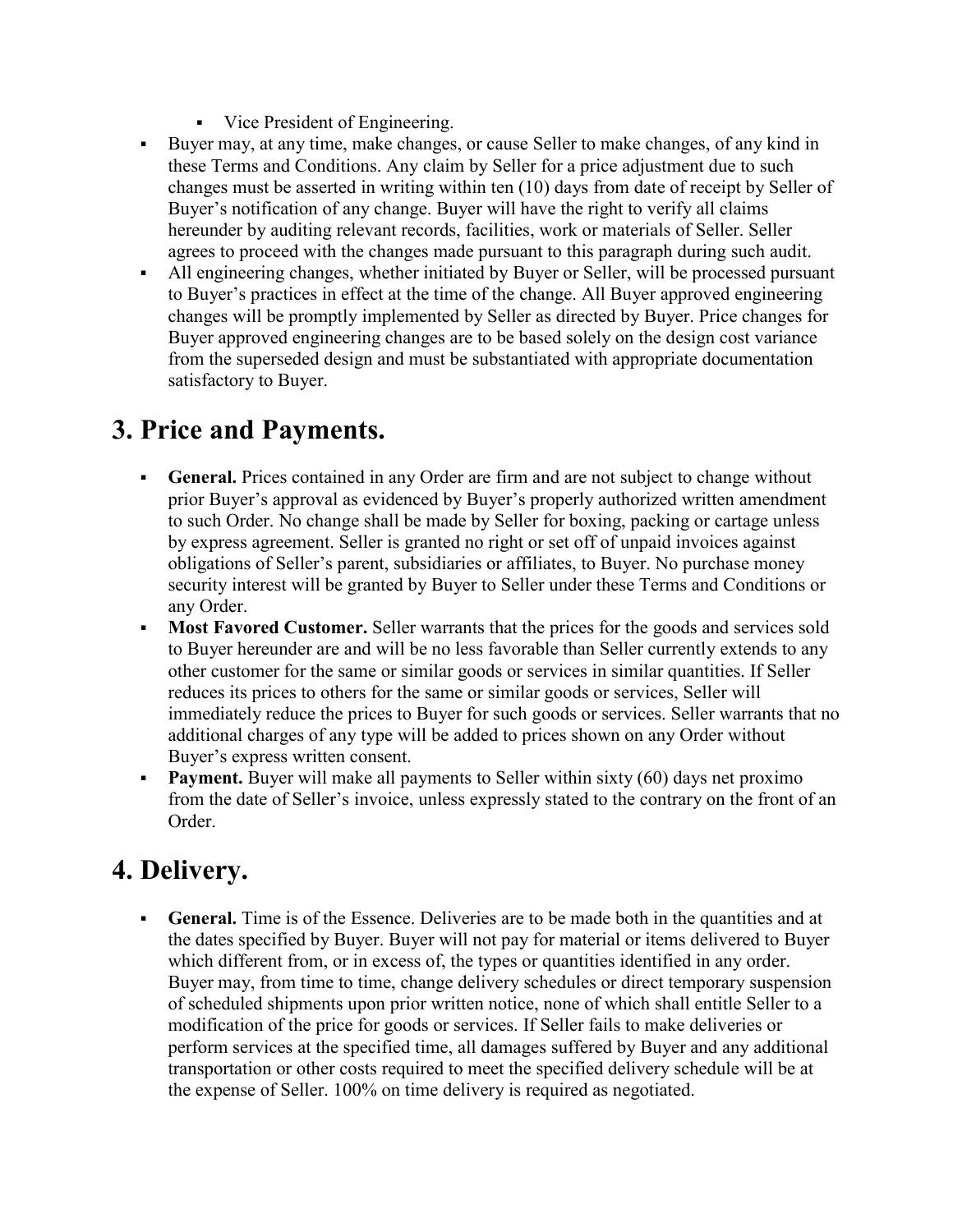- Vice President of Engineering.
- Buyer may, at any time, make changes, or cause Seller to make changes, of any kind in these Terms and Conditions. Any claim by Seller for a price adjustment due to such changes must be asserted in writing within ten (10) days from date of receipt by Seller of Buyer's notification of any change. Buyer will have the right to verify all claims hereunder by auditing relevant records, facilities, work or materials of Seller. Seller agrees to proceed with the changes made pursuant to this paragraph during such audit.
- All engineering changes, whether initiated by Buyer or Seller, will be processed pursuant to Buyer's practices in effect at the time of the change. All Buyer approved engineering changes will be promptly implemented by Seller as directed by Buyer. Price changes for Buyer approved engineering changes are to be based solely on the design cost variance from the superseded design and must be substantiated with appropriate documentation satisfactory to Buyer.

# 3. Price and Payments.

- **General.** Prices contained in any Order are firm and are not subject to change without prior Buyer's approval as evidenced by Buyer's properly authorized written amendment to such Order. No change shall be made by Seller for boxing, packing or cartage unless by express agreement. Seller is granted no right or set off of unpaid invoices against obligations of Seller's parent, subsidiaries or affiliates, to Buyer. No purchase money security interest will be granted by Buyer to Seller under these Terms and Conditions or any Order.
- **Most Favored Customer.** Seller warrants that the prices for the goods and services sold to Buyer hereunder are and will be no less favorable than Seller currently extends to any other customer for the same or similar goods or services in similar quantities. If Seller reduces its prices to others for the same or similar goods or services, Seller will immediately reduce the prices to Buyer for such goods or services. Seller warrants that no additional charges of any type will be added to prices shown on any Order without Buyer's express written consent.
- **Payment.** Buyer will make all payments to Seller within sixty (60) days net proximo from the date of Seller's invoice, unless expressly stated to the contrary on the front of an Order.

# 4. Delivery.

- **General.** Time is of the Essence. Deliveries are to be made both in the quantities and at the dates specified by Buyer. Buyer will not pay for material or items delivered to Buyer which different from, or in excess of, the types or quantities identified in any order. Buyer may, from time to time, change delivery schedules or direct temporary suspension of scheduled shipments upon prior written notice, none of which shall entitle Seller to a modification of the price for goods or services. If Seller fails to make deliveries or perform services at the specified time, all damages suffered by Buyer and any additional transportation or other costs required to meet the specified delivery schedule will be at the expense of Seller. 100% on time delivery is required as negotiated.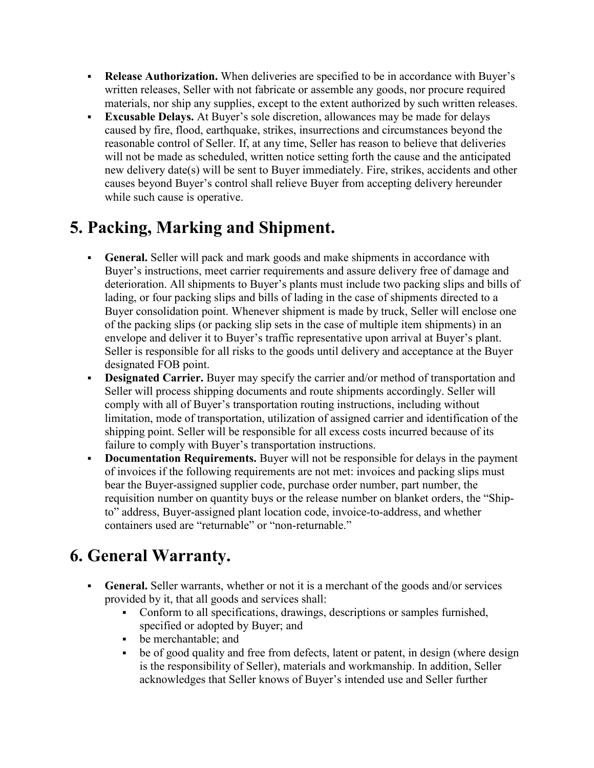- **Release Authorization.** When deliveries are specified to be in accordance with Buyer's written releases, Seller with not fabricate or assemble any goods, nor procure required materials, nor ship any supplies, except to the extent authorized by such written releases.
- **Excusable Delays.** At Buyer's sole discretion, allowances may be made for delays caused by fire, flood, earthquake, strikes, insurrections and circumstances beyond the reasonable control of Seller. If, at any time, Seller has reason to believe that deliveries will not be made as scheduled, written notice setting forth the cause and the anticipated new delivery date(s) will be sent to Buyer immediately. Fire, strikes, accidents and other causes beyond Buyer's control shall relieve Buyer from accepting delivery hereunder while such cause is operative.

# 5. Packing, Marking and Shipment.

- **General.** Seller will pack and mark goods and make shipments in accordance with Buyer's instructions, meet carrier requirements and assure delivery free of damage and deterioration. All shipments to Buyer's plants must include two packing slips and bills of lading, or four packing slips and bills of lading in the case of shipments directed to a Buyer consolidation point. Whenever shipment is made by truck, Seller will enclose one of the packing slips (or packing slip sets in the case of multiple item shipments) in an envelope and deliver it to Buyer's traffic representative upon arrival at Buyer's plant. Seller is responsible for all risks to the goods until delivery and acceptance at the Buyer designated FOB point.
- **Designated Carrier.** Buyer may specify the carrier and/or method of transportation and Seller will process shipping documents and route shipments accordingly. Seller will comply with all of Buyer's transportation routing instructions, including without limitation, mode of transportation, utilization of assigned carrier and identification of the shipping point. Seller will be responsible for all excess costs incurred because of its failure to comply with Buyer's transportation instructions.
- **Documentation Requirements.** Buyer will not be responsible for delays in the payment of invoices if the following requirements are not met: invoices and packing slips must bear the Buyer-assigned supplier code, purchase order number, part number, the requisition number on quantity buys or the release number on blanket orders, the "Ship-to" address, Buyer-assigned plant location code, invoice-to-address, and whether containers used are "returnable" or "non-returnable."

# 6. General Warranty.

- **General.** Seller warrants, whether or not it is a merchant of the goods and/or services provided by it, that all goods and services shall:
  - Conform to all specifications, drawings, descriptions or samples furnished, specified or adopted by Buyer; and
  - be merchantable; and
  - be of good quality and free from defects, latent or patent, in design (where design is the responsibility of Seller), materials and workmanship. In addition, Seller acknowledges that Seller knows of Buyer's intended use and Seller further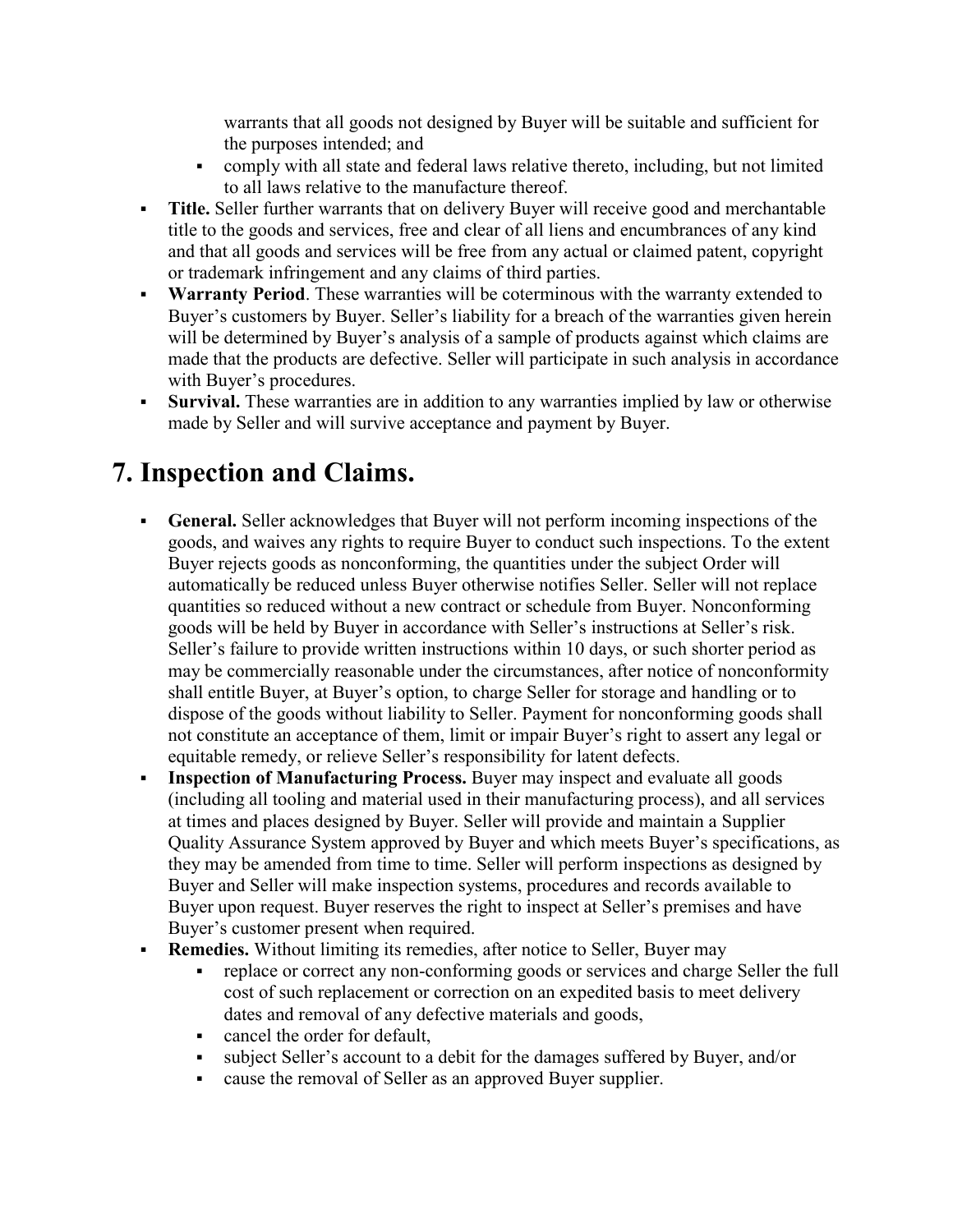warrants that all goods not designed by Buyer will be suitable and sufficient for the purposes intended; and
  - comply with all state and federal laws relative thereto, including, but not limited to all laws relative to the manufacture thereof.
- **Title.** Seller further warrants that on delivery Buyer will receive good and merchantable title to the goods and services, free and clear of all liens and encumbrances of any kind and that all goods and services will be free from any actual or claimed patent, copyright or trademark infringement and any claims of third parties.
- **Warranty Period**. These warranties will be coterminous with the warranty extended to Buyer's customers by Buyer. Seller's liability for a breach of the warranties given herein will be determined by Buyer's analysis of a sample of products against which claims are made that the products are defective. Seller will participate in such analysis in accordance with Buyer's procedures.
- **Survival.** These warranties are in addition to any warranties implied by law or otherwise made by Seller and will survive acceptance and payment by Buyer.

# 7. Inspection and Claims.

- **General.** Seller acknowledges that Buyer will not perform incoming inspections of the goods, and waives any rights to require Buyer to conduct such inspections. To the extent Buyer rejects goods as nonconforming, the quantities under the subject Order will automatically be reduced unless Buyer otherwise notifies Seller. Seller will not replace quantities so reduced without a new contract or schedule from Buyer. Nonconforming goods will be held by Buyer in accordance with Seller's instructions at Seller's risk. Seller's failure to provide written instructions within 10 days, or such shorter period as may be commercially reasonable under the circumstances, after notice of nonconformity shall entitle Buyer, at Buyer's option, to charge Seller for storage and handling or to dispose of the goods without liability to Seller. Payment for nonconforming goods shall not constitute an acceptance of them, limit or impair Buyer's right to assert any legal or equitable remedy, or relieve Seller's responsibility for latent defects.
- **Inspection of Manufacturing Process.** Buyer may inspect and evaluate all goods (including all tooling and material used in their manufacturing process), and all services at times and places designed by Buyer. Seller will provide and maintain a Supplier Quality Assurance System approved by Buyer and which meets Buyer's specifications, as they may be amended from time to time. Seller will perform inspections as designed by Buyer and Seller will make inspection systems, procedures and records available to Buyer upon request. Buyer reserves the right to inspect at Seller's premises and have Buyer's customer present when required.
- **Remedies.** Without limiting its remedies, after notice to Seller, Buyer may
  - replace or correct any non-conforming goods or services and charge Seller the full cost of such replacement or correction on an expedited basis to meet delivery dates and removal of any defective materials and goods,
  - cancel the order for default,
  - subject Seller's account to a debit for the damages suffered by Buyer, and/or
  - cause the removal of Seller as an approved Buyer supplier.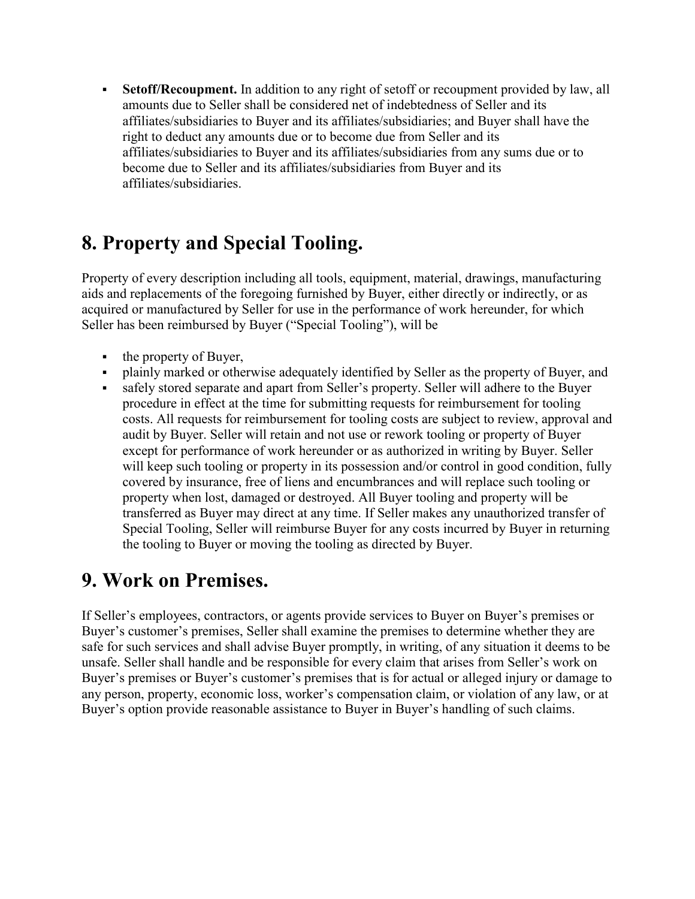- **Setoff/Recoupment.** In addition to any right of setoff or recoupment provided by law, all amounts due to Seller shall be considered net of indebtedness of Seller and its affiliates/subsidiaries to Buyer and its affiliates/subsidiaries; and Buyer shall have the right to deduct any amounts due or to become due from Seller and its affiliates/subsidiaries to Buyer and its affiliates/subsidiaries from any sums due or to become due to Seller and its affiliates/subsidiaries from Buyer and its affiliates/subsidiaries.

# 8. Property and Special Tooling.

Property of every description including all tools, equipment, material, drawings, manufacturing aids and replacements of the foregoing furnished by Buyer, either directly or indirectly, or as acquired or manufactured by Seller for use in the performance of work hereunder, for which Seller has been reimbursed by Buyer ("Special Tooling"), will be

- the property of Buyer,
- plainly marked or otherwise adequately identified by Seller as the property of Buyer, and
- safely stored separate and apart from Seller's property. Seller will adhere to the Buyer procedure in effect at the time for submitting requests for reimbursement for tooling costs. All requests for reimbursement for tooling costs are subject to review, approval and audit by Buyer. Seller will retain and not use or rework tooling or property of Buyer except for performance of work hereunder or as authorized in writing by Buyer. Seller will keep such tooling or property in its possession and/or control in good condition, fully covered by insurance, free of liens and encumbrances and will replace such tooling or property when lost, damaged or destroyed. All Buyer tooling and property will be transferred as Buyer may direct at any time. If Seller makes any unauthorized transfer of Special Tooling, Seller will reimburse Buyer for any costs incurred by Buyer in returning the tooling to Buyer or moving the tooling as directed by Buyer.

# 9. Work on Premises.

If Seller's employees, contractors, or agents provide services to Buyer on Buyer's premises or Buyer's customer's premises, Seller shall examine the premises to determine whether they are safe for such services and shall advise Buyer promptly, in writing, of any situation it deems to be unsafe. Seller shall handle and be responsible for every claim that arises from Seller's work on Buyer's premises or Buyer's customer's premises that is for actual or alleged injury or damage to any person, property, economic loss, worker's compensation claim, or violation of any law, or at Buyer's option provide reasonable assistance to Buyer in Buyer's handling of such claims.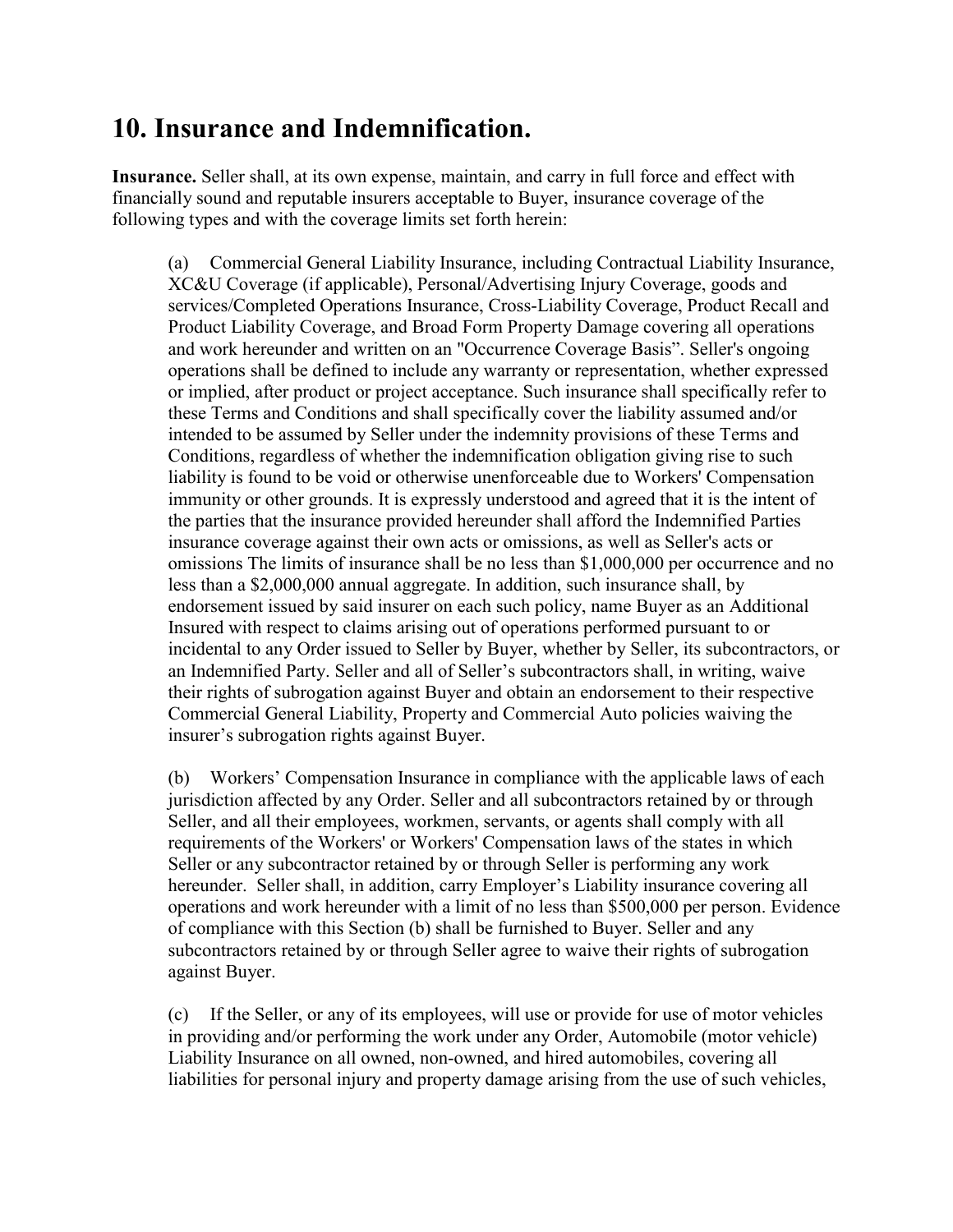## 10. Insurance and Indemnification.

**Insurance.** Seller shall, at its own expense, maintain, and carry in full force and effect with financially sound and reputable insurers acceptable to Buyer, insurance coverage of the following types and with the coverage limits set forth herein:

(a) Commercial General Liability Insurance, including Contractual Liability Insurance, XC&U Coverage (if applicable), Personal/Advertising Injury Coverage, goods and services/Completed Operations Insurance, Cross-Liability Coverage, Product Recall and Product Liability Coverage, and Broad Form Property Damage covering all operations and work hereunder and written on an "Occurrence Coverage Basis". Seller's ongoing operations shall be defined to include any warranty or representation, whether expressed or implied, after product or project acceptance. Such insurance shall specifically refer to these Terms and Conditions and shall specifically cover the liability assumed and/or intended to be assumed by Seller under the indemnity provisions of these Terms and Conditions, regardless of whether the indemnification obligation giving rise to such liability is found to be void or otherwise unenforceable due to Workers' Compensation immunity or other grounds. It is expressly understood and agreed that it is the intent of the parties that the insurance provided hereunder shall afford the Indemnified Parties insurance coverage against their own acts or omissions, as well as Seller's acts or omissions The limits of insurance shall be no less than $1,000,000 per occurrence and no less than a $2,000,000 annual aggregate. In addition, such insurance shall, by endorsement issued by said insurer on each such policy, name Buyer as an Additional Insured with respect to claims arising out of operations performed pursuant to or incidental to any Order issued to Seller by Buyer, whether by Seller, its subcontractors, or an Indemnified Party. Seller and all of Seller's subcontractors shall, in writing, waive their rights of subrogation against Buyer and obtain an endorsement to their respective Commercial General Liability, Property and Commercial Auto policies waiving the insurer's subrogation rights against Buyer.

(b) Workers' Compensation Insurance in compliance with the applicable laws of each jurisdiction affected by any Order. Seller and all subcontractors retained by or through Seller, and all their employees, workmen, servants, or agents shall comply with all requirements of the Workers' or Workers' Compensation laws of the states in which Seller or any subcontractor retained by or through Seller is performing any work hereunder. Seller shall, in addition, carry Employer's Liability insurance covering all operations and work hereunder with a limit of no less than $500,000 per person. Evidence of compliance with this Section (b) shall be furnished to Buyer. Seller and any subcontractors retained by or through Seller agree to waive their rights of subrogation against Buyer.

(c) If the Seller, or any of its employees, will use or provide for use of motor vehicles in providing and/or performing the work under any Order, Automobile (motor vehicle) Liability Insurance on all owned, non-owned, and hired automobiles, covering all liabilities for personal injury and property damage arising from the use of such vehicles,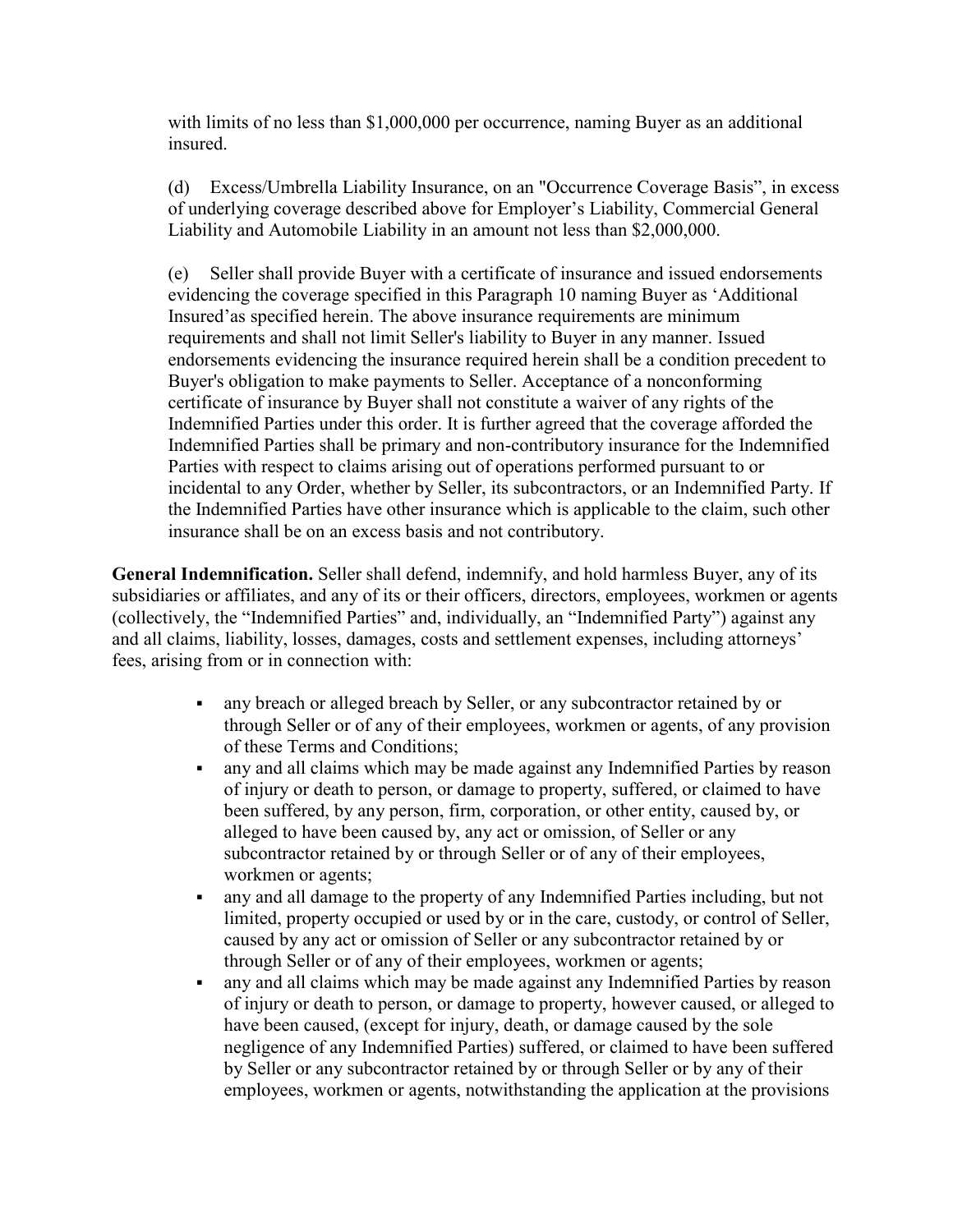with limits of no less than $1,000,000 per occurrence, naming Buyer as an additional insured.

(d) Excess/Umbrella Liability Insurance, on an "Occurrence Coverage Basis", in excess of underlying coverage described above for Employer's Liability, Commercial General Liability and Automobile Liability in an amount not less than $2,000,000.

(e) Seller shall provide Buyer with a certificate of insurance and issued endorsements evidencing the coverage specified in this Paragraph 10 naming Buyer as 'Additional Insured'as specified herein. The above insurance requirements are minimum requirements and shall not limit Seller's liability to Buyer in any manner. Issued endorsements evidencing the insurance required herein shall be a condition precedent to Buyer's obligation to make payments to Seller. Acceptance of a nonconforming certificate of insurance by Buyer shall not constitute a waiver of any rights of the Indemnified Parties under this order. It is further agreed that the coverage afforded the Indemnified Parties shall be primary and non-contributory insurance for the Indemnified Parties with respect to claims arising out of operations performed pursuant to or incidental to any Order, whether by Seller, its subcontractors, or an Indemnified Party. If the Indemnified Parties have other insurance which is applicable to the claim, such other insurance shall be on an excess basis and not contributory.

**General Indemnification.** Seller shall defend, indemnify, and hold harmless Buyer, any of its subsidiaries or affiliates, and any of its or their officers, directors, employees, workmen or agents (collectively, the "Indemnified Parties" and, individually, an "Indemnified Party") against any and all claims, liability, losses, damages, costs and settlement expenses, including attorneys' fees, arising from or in connection with:

- any breach or alleged breach by Seller, or any subcontractor retained by or through Seller or of any of their employees, workmen or agents, of any provision of these Terms and Conditions;
- any and all claims which may be made against any Indemnified Parties by reason of injury or death to person, or damage to property, suffered, or claimed to have been suffered, by any person, firm, corporation, or other entity, caused by, or alleged to have been caused by, any act or omission, of Seller or any subcontractor retained by or through Seller or of any of their employees, workmen or agents;
- any and all damage to the property of any Indemnified Parties including, but not limited, property occupied or used by or in the care, custody, or control of Seller, caused by any act or omission of Seller or any subcontractor retained by or through Seller or of any of their employees, workmen or agents;
- any and all claims which may be made against any Indemnified Parties by reason of injury or death to person, or damage to property, however caused, or alleged to have been caused, (except for injury, death, or damage caused by the sole negligence of any Indemnified Parties) suffered, or claimed to have been suffered by Seller or any subcontractor retained by or through Seller or by any of their employees, workmen or agents, notwithstanding the application at the provisions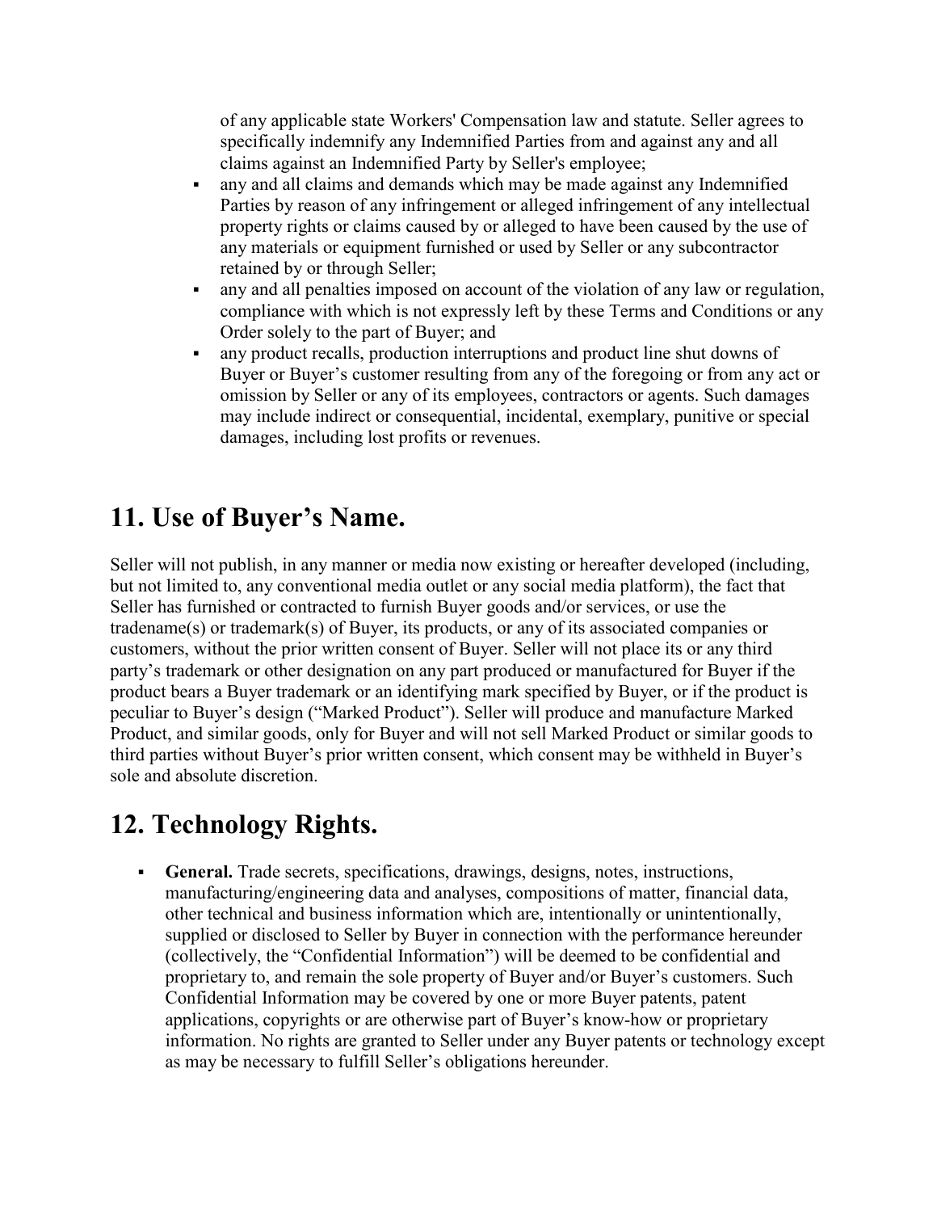of any applicable state Workers' Compensation law and statute. Seller agrees to specifically indemnify any Indemnified Parties from and against any and all claims against an Indemnified Party by Seller's employee;

- any and all claims and demands which may be made against any Indemnified Parties by reason of any infringement or alleged infringement of any intellectual property rights or claims caused by or alleged to have been caused by the use of any materials or equipment furnished or used by Seller or any subcontractor retained by or through Seller;
- any and all penalties imposed on account of the violation of any law or regulation, compliance with which is not expressly left by these Terms and Conditions or any Order solely to the part of Buyer; and
- any product recalls, production interruptions and product line shut downs of Buyer or Buyer's customer resulting from any of the foregoing or from any act or omission by Seller or any of its employees, contractors or agents. Such damages may include indirect or consequential, incidental, exemplary, punitive or special damages, including lost profits or revenues.

## 11. Use of Buyer's Name.

Seller will not publish, in any manner or media now existing or hereafter developed (including, but not limited to, any conventional media outlet or any social media platform), the fact that Seller has furnished or contracted to furnish Buyer goods and/or services, or use the tradename(s) or trademark(s) of Buyer, its products, or any of its associated companies or customers, without the prior written consent of Buyer. Seller will not place its or any third party's trademark or other designation on any part produced or manufactured for Buyer if the product bears a Buyer trademark or an identifying mark specified by Buyer, or if the product is peculiar to Buyer's design ("Marked Product"). Seller will produce and manufacture Marked Product, and similar goods, only for Buyer and will not sell Marked Product or similar goods to third parties without Buyer's prior written consent, which consent may be withheld in Buyer's sole and absolute discretion.

## 12. Technology Rights.

- **General.** Trade secrets, specifications, drawings, designs, notes, instructions, manufacturing/engineering data and analyses, compositions of matter, financial data, other technical and business information which are, intentionally or unintentionally, supplied or disclosed to Seller by Buyer in connection with the performance hereunder (collectively, the "Confidential Information") will be deemed to be confidential and proprietary to, and remain the sole property of Buyer and/or Buyer's customers. Such Confidential Information may be covered by one or more Buyer patents, patent applications, copyrights or are otherwise part of Buyer's know-how or proprietary information. No rights are granted to Seller under any Buyer patents or technology except as may be necessary to fulfill Seller's obligations hereunder.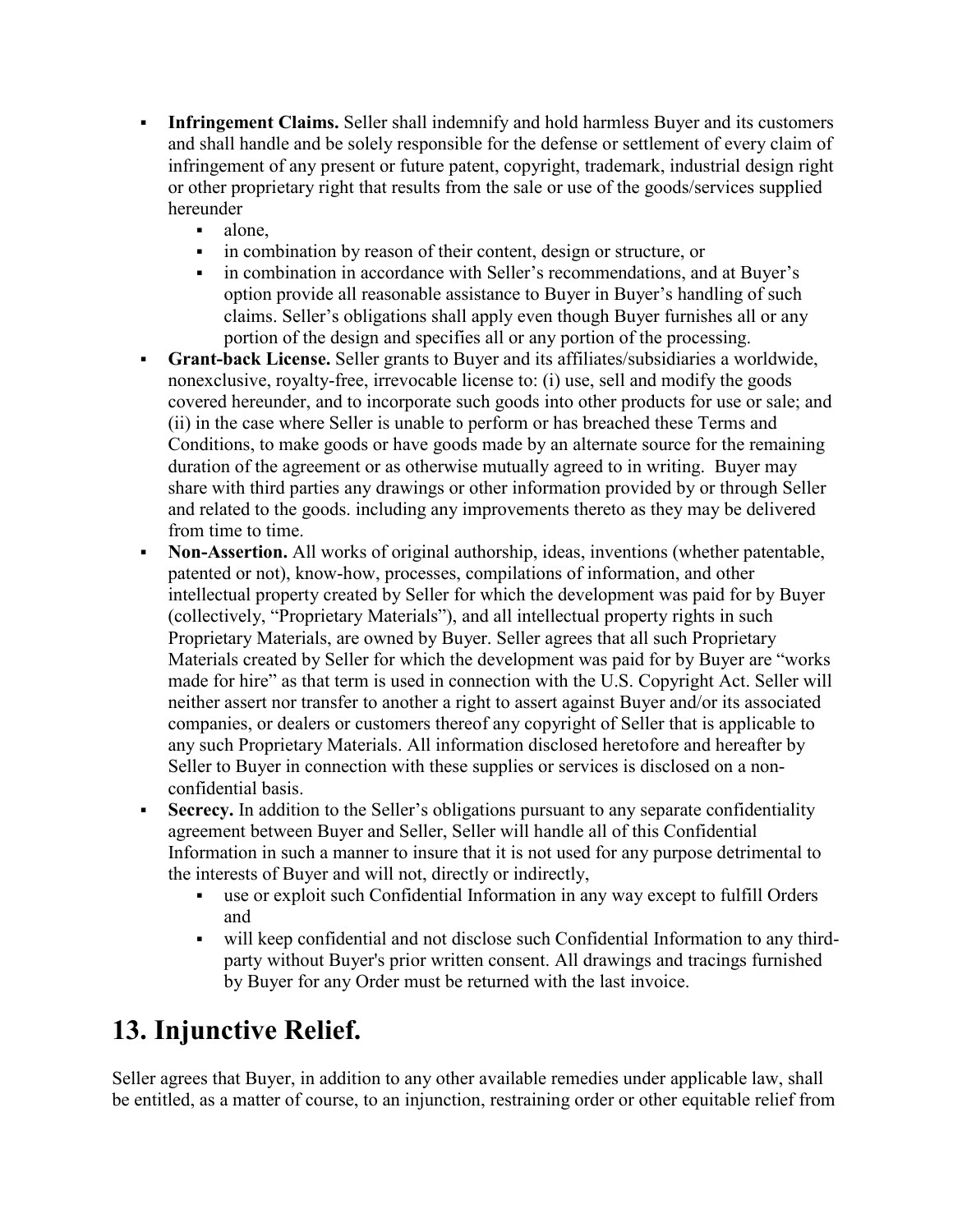- **Infringement Claims.** Seller shall indemnify and hold harmless Buyer and its customers and shall handle and be solely responsible for the defense or settlement of every claim of infringement of any present or future patent, copyright, trademark, industrial design right or other proprietary right that results from the sale or use of the goods/services supplied hereunder
  - alone,
  - in combination by reason of their content, design or structure, or
  - in combination in accordance with Seller's recommendations, and at Buyer's option provide all reasonable assistance to Buyer in Buyer's handling of such claims. Seller's obligations shall apply even though Buyer furnishes all or any portion of the design and specifies all or any portion of the processing.
- **Grant-back License.** Seller grants to Buyer and its affiliates/subsidiaries a worldwide, nonexclusive, royalty-free, irrevocable license to: (i) use, sell and modify the goods covered hereunder, and to incorporate such goods into other products for use or sale; and (ii) in the case where Seller is unable to perform or has breached these Terms and Conditions, to make goods or have goods made by an alternate source for the remaining duration of the agreement or as otherwise mutually agreed to in writing. Buyer may share with third parties any drawings or other information provided by or through Seller and related to the goods. including any improvements thereto as they may be delivered from time to time.
- **Non-Assertion.** All works of original authorship, ideas, inventions (whether patentable, patented or not), know-how, processes, compilations of information, and other intellectual property created by Seller for which the development was paid for by Buyer (collectively, "Proprietary Materials"), and all intellectual property rights in such Proprietary Materials, are owned by Buyer. Seller agrees that all such Proprietary Materials created by Seller for which the development was paid for by Buyer are "works made for hire" as that term is used in connection with the U.S. Copyright Act. Seller will neither assert nor transfer to another a right to assert against Buyer and/or its associated companies, or dealers or customers thereof any copyright of Seller that is applicable to any such Proprietary Materials. All information disclosed heretofore and hereafter by Seller to Buyer in connection with these supplies or services is disclosed on a non-confidential basis.
- **Secrecy.** In addition to the Seller's obligations pursuant to any separate confidentiality agreement between Buyer and Seller, Seller will handle all of this Confidential Information in such a manner to insure that it is not used for any purpose detrimental to the interests of Buyer and will not, directly or indirectly,
  - use or exploit such Confidential Information in any way except to fulfill Orders and
  - will keep confidential and not disclose such Confidential Information to any third-party without Buyer's prior written consent. All drawings and tracings furnished by Buyer for any Order must be returned with the last invoice.

## 13. Injunctive Relief.

Seller agrees that Buyer, in addition to any other available remedies under applicable law, shall be entitled, as a matter of course, to an injunction, restraining order or other equitable relief from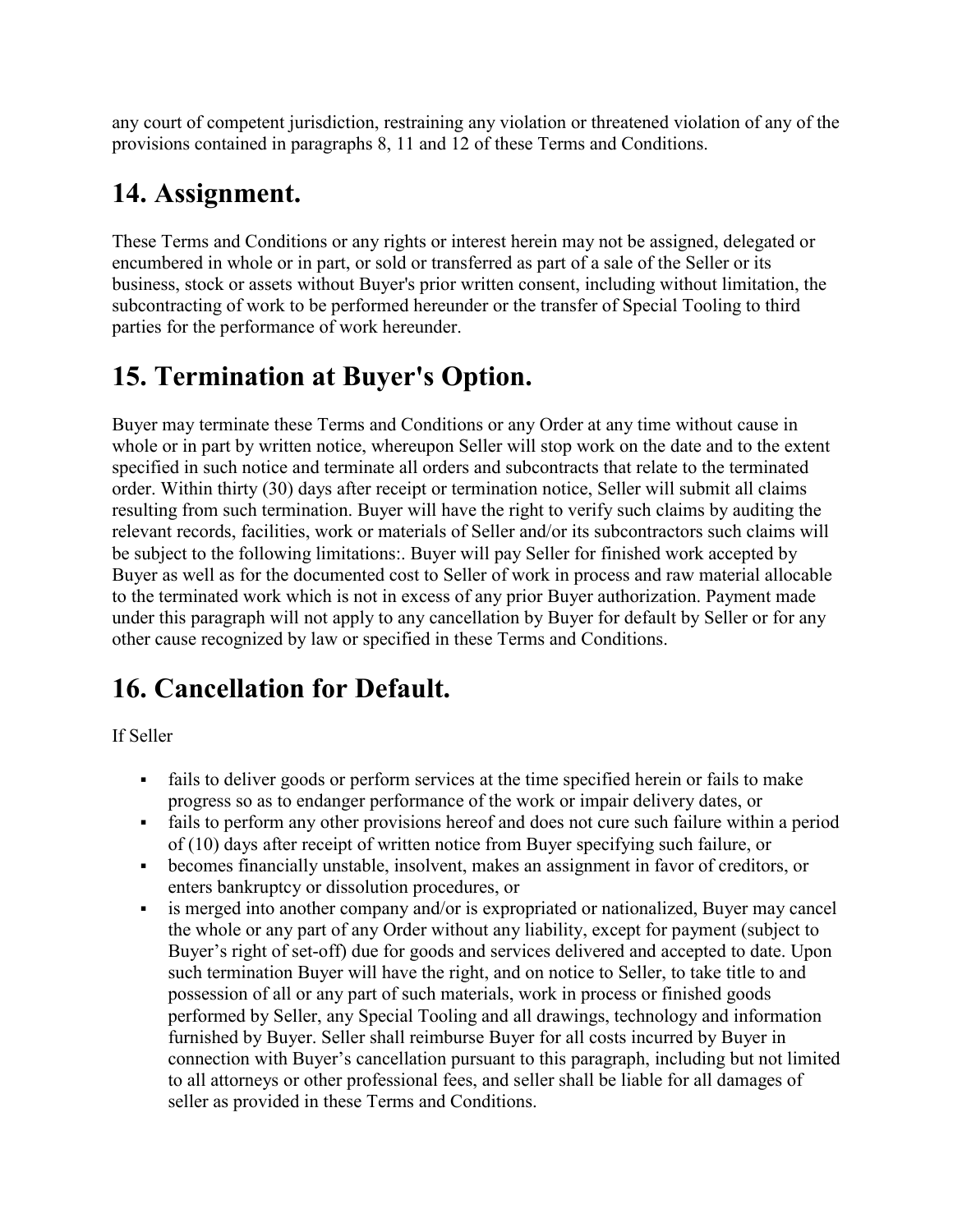any court of competent jurisdiction, restraining any violation or threatened violation of any of the provisions contained in paragraphs 8, 11 and 12 of these Terms and Conditions.

## 14. Assignment.

These Terms and Conditions or any rights or interest herein may not be assigned, delegated or encumbered in whole or in part, or sold or transferred as part of a sale of the Seller or its business, stock or assets without Buyer's prior written consent, including without limitation, the subcontracting of work to be performed hereunder or the transfer of Special Tooling to third parties for the performance of work hereunder.

## 15. Termination at Buyer's Option.

Buyer may terminate these Terms and Conditions or any Order at any time without cause in whole or in part by written notice, whereupon Seller will stop work on the date and to the extent specified in such notice and terminate all orders and subcontracts that relate to the terminated order. Within thirty (30) days after receipt or termination notice, Seller will submit all claims resulting from such termination. Buyer will have the right to verify such claims by auditing the relevant records, facilities, work or materials of Seller and/or its subcontractors such claims will be subject to the following limitations:. Buyer will pay Seller for finished work accepted by Buyer as well as for the documented cost to Seller of work in process and raw material allocable to the terminated work which is not in excess of any prior Buyer authorization. Payment made under this paragraph will not apply to any cancellation by Buyer for default by Seller or for any other cause recognized by law or specified in these Terms and Conditions.

## 16. Cancellation for Default.

If Seller

- fails to deliver goods or perform services at the time specified herein or fails to make progress so as to endanger performance of the work or impair delivery dates, or
- fails to perform any other provisions hereof and does not cure such failure within a period of (10) days after receipt of written notice from Buyer specifying such failure, or
- becomes financially unstable, insolvent, makes an assignment in favor of creditors, or enters bankruptcy or dissolution procedures, or
- is merged into another company and/or is expropriated or nationalized, Buyer may cancel the whole or any part of any Order without any liability, except for payment (subject to Buyer's right of set-off) due for goods and services delivered and accepted to date. Upon such termination Buyer will have the right, and on notice to Seller, to take title to and possession of all or any part of such materials, work in process or finished goods performed by Seller, any Special Tooling and all drawings, technology and information furnished by Buyer. Seller shall reimburse Buyer for all costs incurred by Buyer in connection with Buyer's cancellation pursuant to this paragraph, including but not limited to all attorneys or other professional fees, and seller shall be liable for all damages of seller as provided in these Terms and Conditions.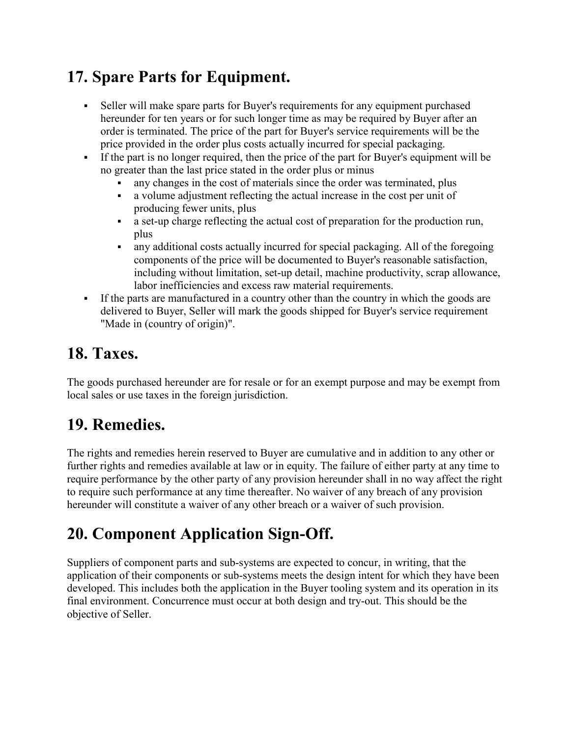## 17. Spare Parts for Equipment.

- Seller will make spare parts for Buyer's requirements for any equipment purchased hereunder for ten years or for such longer time as may be required by Buyer after an order is terminated. The price of the part for Buyer's service requirements will be the price provided in the order plus costs actually incurred for special packaging.
- If the part is no longer required, then the price of the part for Buyer's equipment will be no greater than the last price stated in the order plus or minus
  - any changes in the cost of materials since the order was terminated, plus
  - a volume adjustment reflecting the actual increase in the cost per unit of producing fewer units, plus
  - a set-up charge reflecting the actual cost of preparation for the production run, plus
  - any additional costs actually incurred for special packaging. All of the foregoing components of the price will be documented to Buyer's reasonable satisfaction, including without limitation, set-up detail, machine productivity, scrap allowance, labor inefficiencies and excess raw material requirements.
- If the parts are manufactured in a country other than the country in which the goods are delivered to Buyer, Seller will mark the goods shipped for Buyer's service requirement "Made in (country of origin)".

## 18. Taxes.

The goods purchased hereunder are for resale or for an exempt purpose and may be exempt from local sales or use taxes in the foreign jurisdiction.

## 19. Remedies.

The rights and remedies herein reserved to Buyer are cumulative and in addition to any other or further rights and remedies available at law or in equity. The failure of either party at any time to require performance by the other party of any provision hereunder shall in no way affect the right to require such performance at any time thereafter. No waiver of any breach of any provision hereunder will constitute a waiver of any other breach or a waiver of such provision.

## 20. Component Application Sign-Off.

Suppliers of component parts and sub-systems are expected to concur, in writing, that the application of their components or sub-systems meets the design intent for which they have been developed. This includes both the application in the Buyer tooling system and its operation in its final environment. Concurrence must occur at both design and try-out. This should be the objective of Seller.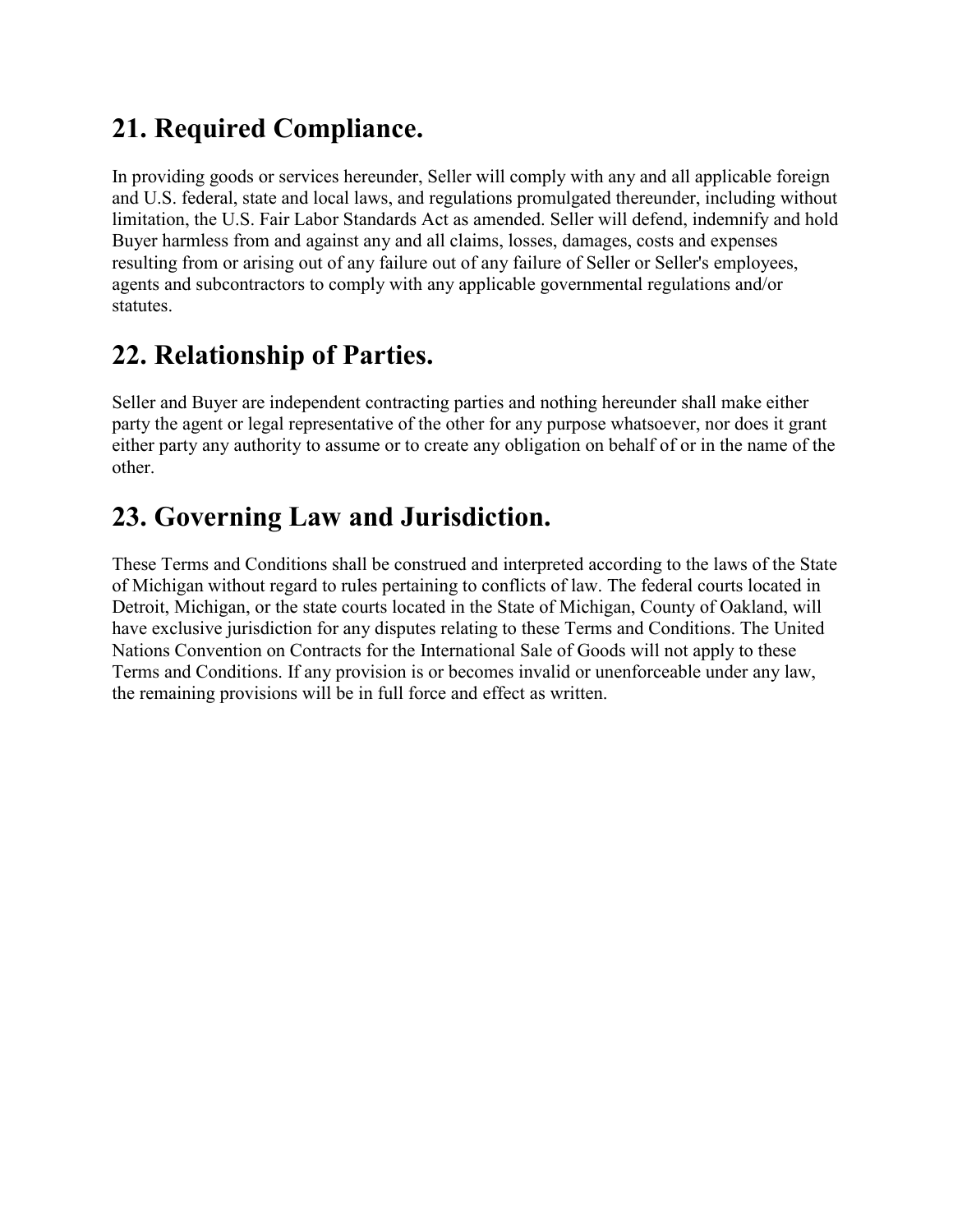## 21. Required Compliance.

In providing goods or services hereunder, Seller will comply with any and all applicable foreign and U.S. federal, state and local laws, and regulations promulgated thereunder, including without limitation, the U.S. Fair Labor Standards Act as amended. Seller will defend, indemnify and hold Buyer harmless from and against any and all claims, losses, damages, costs and expenses resulting from or arising out of any failure out of any failure of Seller or Seller's employees, agents and subcontractors to comply with any applicable governmental regulations and/or statutes.

## 22. Relationship of Parties.

Seller and Buyer are independent contracting parties and nothing hereunder shall make either party the agent or legal representative of the other for any purpose whatsoever, nor does it grant either party any authority to assume or to create any obligation on behalf of or in the name of the other.

## 23. Governing Law and Jurisdiction.

These Terms and Conditions shall be construed and interpreted according to the laws of the State of Michigan without regard to rules pertaining to conflicts of law. The federal courts located in Detroit, Michigan, or the state courts located in the State of Michigan, County of Oakland, will have exclusive jurisdiction for any disputes relating to these Terms and Conditions. The United Nations Convention on Contracts for the International Sale of Goods will not apply to these Terms and Conditions. If any provision is or becomes invalid or unenforceable under any law, the remaining provisions will be in full force and effect as written.